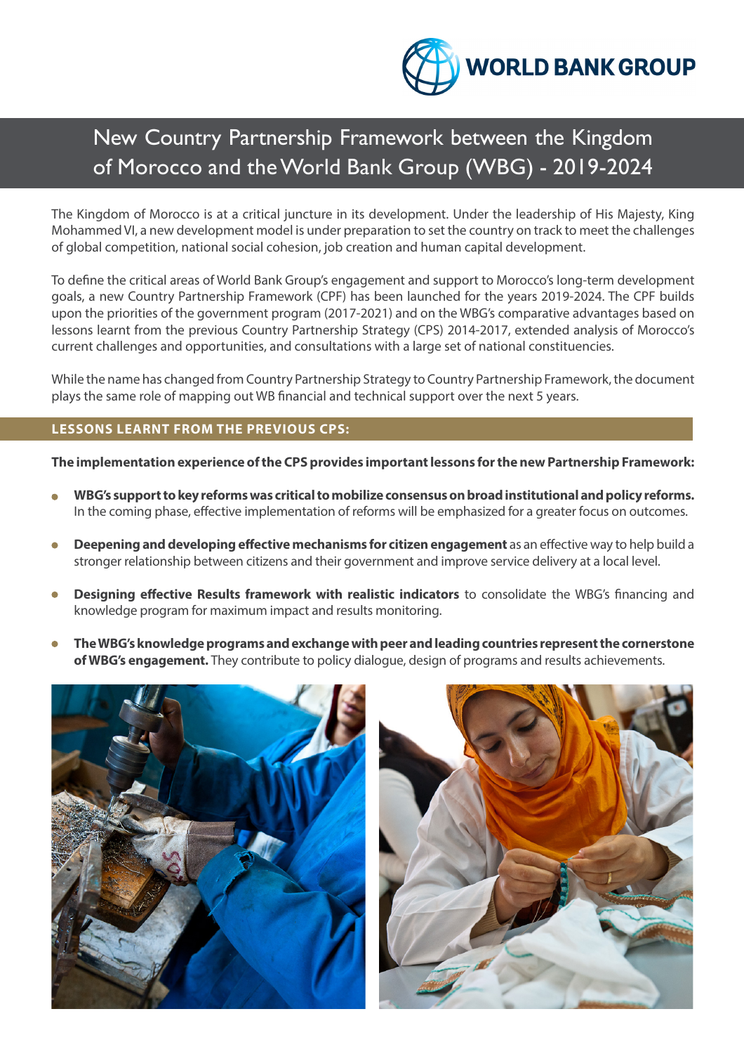# New Country Partnership Framework between the Kingdom of Morocco and the World Bank Group (WBG) - 2019-2024

The Kingdom of Morocco is at a critical juncture in its development. Under the leadership of His Majesty, King Mohammed VI, a new development model is under preparation to set the country on track to meet the challenges of global competition, national social cohesion, job creation and human capital development.

To define the critical areas of World Bank Group's engagement and support to Morocco's long-term development goals, a new Country Partnership Framework (CPF) has been launched for the years 2019-2024. The CPF builds upon the priorities of the government program (2017-2021) and on the WBG's comparative advantages based on lessons learnt from the previous Country Partnership Strategy (CPS) 2014-2017, extended analysis of Morocco's current challenges and opportunities, and consultations with a large set of national constituencies.

While the name has changed from Country Partnership Strategy to Country Partnership Framework, the document plays the same role of mapping out WB financial and technical support over the next 5 years.

## LESSONS LEARNT FROM THE PREVIOUS CPS:

**The implementation experience of the CPS provides important lessons for the new Partnership Framework:**

- **WBG's support to key reforms was critical to mobilize consensus on broad institutional and policy reforms.** In the coming phase, effective implementation of reforms will be emphasized for a greater focus on outcomes.
- **Deepening and developing effective mechanisms for citizen engagement** as an effective way to help build a stronger relationship between citizens and their government and improve service delivery at a local level.
- **Designing effective Results framework with realistic indicators** to consolidate the WBG's financing and knowledge program for maximum impact and results monitoring.
- **The WBG's knowledge programs and exchange with peer and leading countries represent the cornerstone of WBG's engagement.** They contribute to policy dialogue, design of programs and results achievements.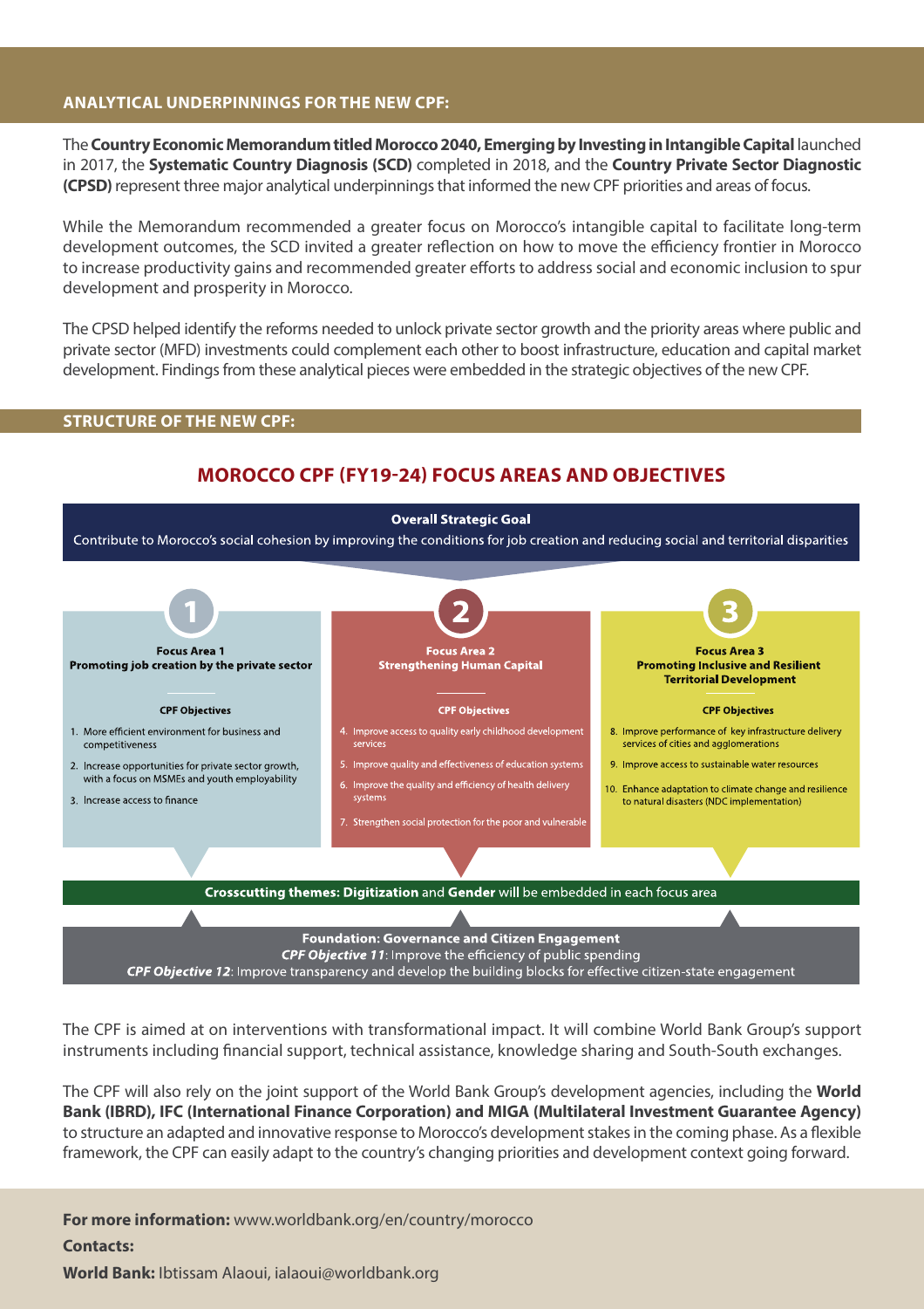## ANALYTICAL UNDERPINNINGS FOR THE NEW CPF:

The **Country Economic Memorandum titled Morocco 2040, Emerging by Investing in Intangible Capital** launched in 2017, the **Systematic Country Diagnosis (SCD)** completed in 2018, and the **Country Private Sector Diagnostic (CPSD)** represent three major analytical underpinnings that informed the new CPF priorities and areas of focus.

While the Memorandum recommended a greater focus on Morocco's intangible capital to facilitate long-term development outcomes, the SCD invited a greater reflection on how to move the efficiency frontier in Morocco to increase productivity gains and recommended greater efforts to address social and economic inclusion to spur development and prosperity in Morocco.

The CPSD helped identify the reforms needed to unlock private sector growth and the priority areas where public and private sector (MFD) investments could complement each other to boost infrastructure, education and capital market development. Findings from these analytical pieces were embedded in the strategic objectives of the new CPF.

## STRUCTURE OF THE NEW CPF:

### MOROCCO CPF (FY19-24) FOCUS AREAS AND OBJECTIVES

**Overall Strategic Goal**

Contribute to Morocco's social cohesion by improving the conditions for job creation and reducing social and territorial disparities

**1**

**Focus Area 1**
**Promoting job creation by the private sector**

**CPF Objectives**

1. More efficient environment for business and competitiveness
2. Increase opportunities for private sector growth, with a focus on MSMEs and youth employability
3. Increase access to finance

**2**

**Focus Area 2**
**Strengthening Human Capital**

**CPF Objectives**

4. Improve access to quality early childhood development services
5. Improve quality and effectiveness of education systems
6. Improve the quality and efficiency of health delivery systems
7. Strengthen social protection for the poor and vulnerable

**3**

**Focus Area 3**
**Promoting Inclusive and Resilient Territorial Development**

**CPF Objectives**

8. Improve performance of key infrastructure delivery services of cities and agglomerations
9. Improve access to sustainable water resources
10. Enhance adaptation to climate change and resilience to natural disasters (NDC implementation)

**Crosscutting themes: Digitization** and **Gender** will be embedded in each focus area

**Foundation: Governance and Citizen Engagement**
***CPF Objective 11***: Improve the efficiency of public spending
***CPF Objective 12***: Improve transparency and develop the building blocks for effective citizen-state engagement

The CPF is aimed at on interventions with transformational impact. It will combine World Bank Group's support instruments including financial support, technical assistance, knowledge sharing and South-South exchanges.

The CPF will also rely on the joint support of the World Bank Group's development agencies, including the **World Bank (IBRD), IFC (International Finance Corporation) and MIGA (Multilateral Investment Guarantee Agency)** to structure an adapted and innovative response to Morocco's development stakes in the coming phase. As a flexible framework, the CPF can easily adapt to the country's changing priorities and development context going forward.

**For more information:** www.worldbank.org/en/country/morocco

**Contacts:**

**World Bank:** Ibtissam Alaoui, ialaoui@worldbank.org